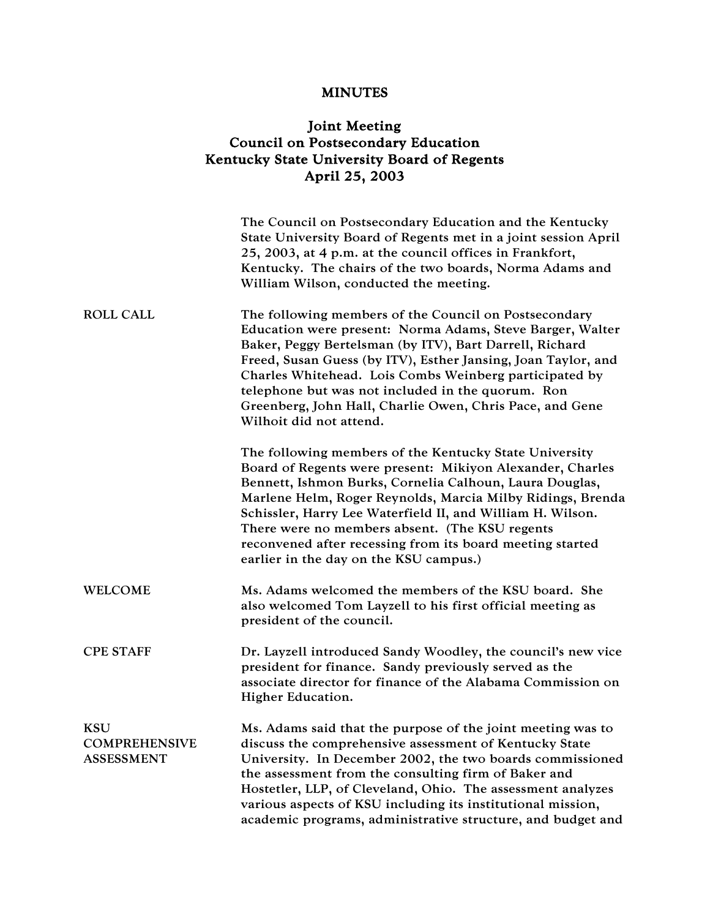# MINUTES

## Joint Meeting
## Council on Postsecondary Education
## Kentucky State University Board of Regents
## April 25, 2003

The Council on Postsecondary Education and the Kentucky State University Board of Regents met in a joint session April 25, 2003, at 4 p.m. at the council offices in Frankfort, Kentucky. The chairs of the two boards, Norma Adams and William Wilson, conducted the meeting.

**ROLL CALL**

The following members of the Council on Postsecondary Education were present: Norma Adams, Steve Barger, Walter Baker, Peggy Bertelsman (by ITV), Bart Darrell, Richard Freed, Susan Guess (by ITV), Esther Jansing, Joan Taylor, and Charles Whitehead. Lois Combs Weinberg participated by telephone but was not included in the quorum. Ron Greenberg, John Hall, Charlie Owen, Chris Pace, and Gene Wilhoit did not attend.

The following members of the Kentucky State University Board of Regents were present: Mikiyon Alexander, Charles Bennett, Ishmon Burks, Cornelia Calhoun, Laura Douglas, Marlene Helm, Roger Reynolds, Marcia Milby Ridings, Brenda Schissler, Harry Lee Waterfield II, and William H. Wilson. There were no members absent. (The KSU regents reconvened after recessing from its board meeting started earlier in the day on the KSU campus.)

**WELCOME**

Ms. Adams welcomed the members of the KSU board. She also welcomed Tom Layzell to his first official meeting as president of the council.

**CPE STAFF**

Dr. Layzell introduced Sandy Woodley, the council's new vice president for finance. Sandy previously served as the associate director for finance of the Alabama Commission on Higher Education.

**KSU COMPREHENSIVE ASSESSMENT**

Ms. Adams said that the purpose of the joint meeting was to discuss the comprehensive assessment of Kentucky State University. In December 2002, the two boards commissioned the assessment from the consulting firm of Baker and Hostetler, LLP, of Cleveland, Ohio. The assessment analyzes various aspects of KSU including its institutional mission, academic programs, administrative structure, and budget and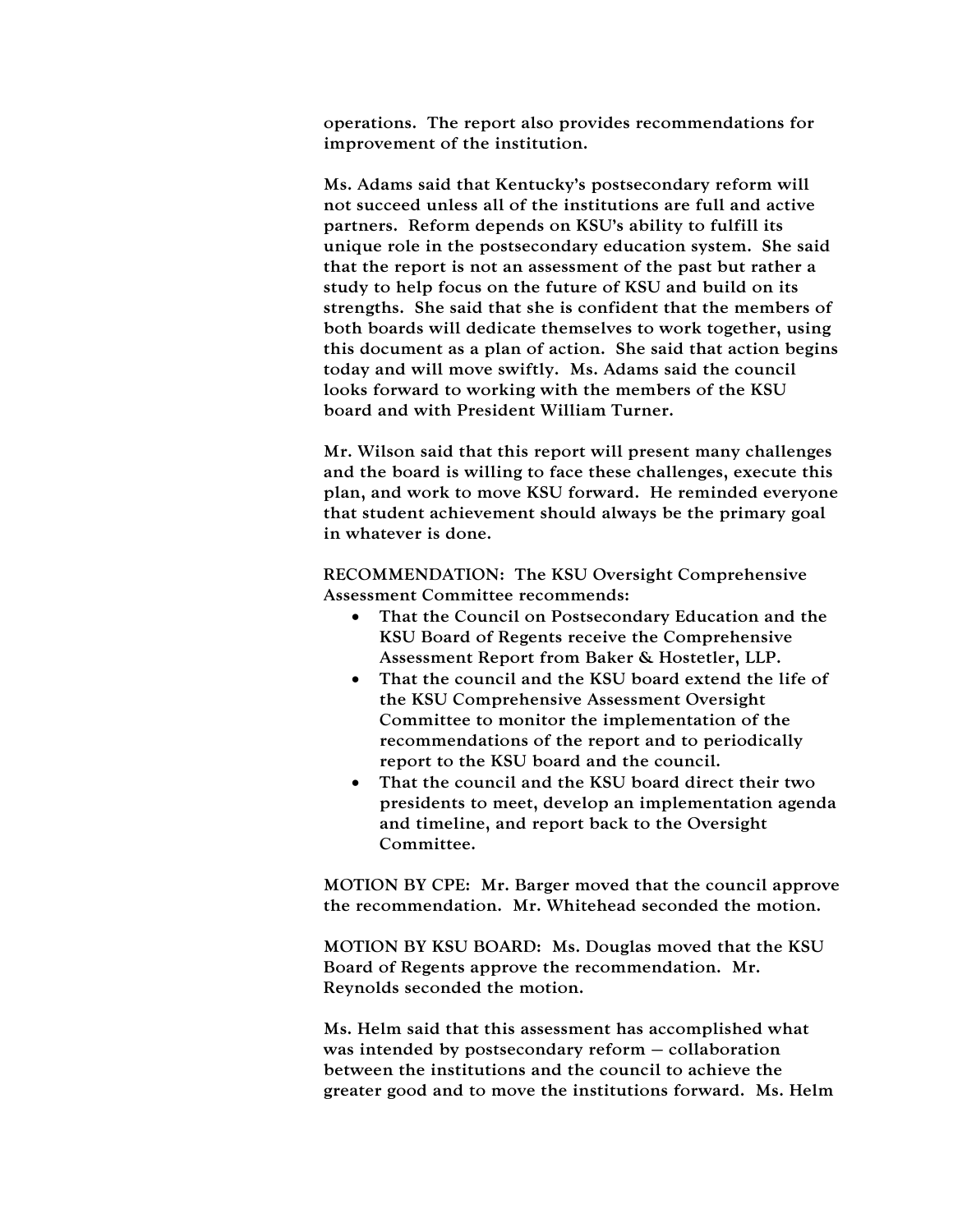operations. The report also provides recommendations for improvement of the institution.

Ms. Adams said that Kentucky's postsecondary reform will not succeed unless all of the institutions are full and active partners. Reform depends on KSU's ability to fulfill its unique role in the postsecondary education system. She said that the report is not an assessment of the past but rather a study to help focus on the future of KSU and build on its strengths. She said that she is confident that the members of both boards will dedicate themselves to work together, using this document as a plan of action. She said that action begins today and will move swiftly. Ms. Adams said the council looks forward to working with the members of the KSU board and with President William Turner.

Mr. Wilson said that this report will present many challenges and the board is willing to face these challenges, execute this plan, and work to move KSU forward. He reminded everyone that student achievement should always be the primary goal in whatever is done.

RECOMMENDATION: The KSU Oversight Comprehensive Assessment Committee recommends:

- That the Council on Postsecondary Education and the KSU Board of Regents receive the Comprehensive Assessment Report from Baker & Hostetler, LLP.
- That the council and the KSU board extend the life of the KSU Comprehensive Assessment Oversight Committee to monitor the implementation of the recommendations of the report and to periodically report to the KSU board and the council.
- That the council and the KSU board direct their two presidents to meet, develop an implementation agenda and timeline, and report back to the Oversight Committee.

MOTION BY CPE: Mr. Barger moved that the council approve the recommendation. Mr. Whitehead seconded the motion.

MOTION BY KSU BOARD: Ms. Douglas moved that the KSU Board of Regents approve the recommendation. Mr. Reynolds seconded the motion.

Ms. Helm said that this assessment has accomplished what was intended by postsecondary reform – collaboration between the institutions and the council to achieve the greater good and to move the institutions forward. Ms. Helm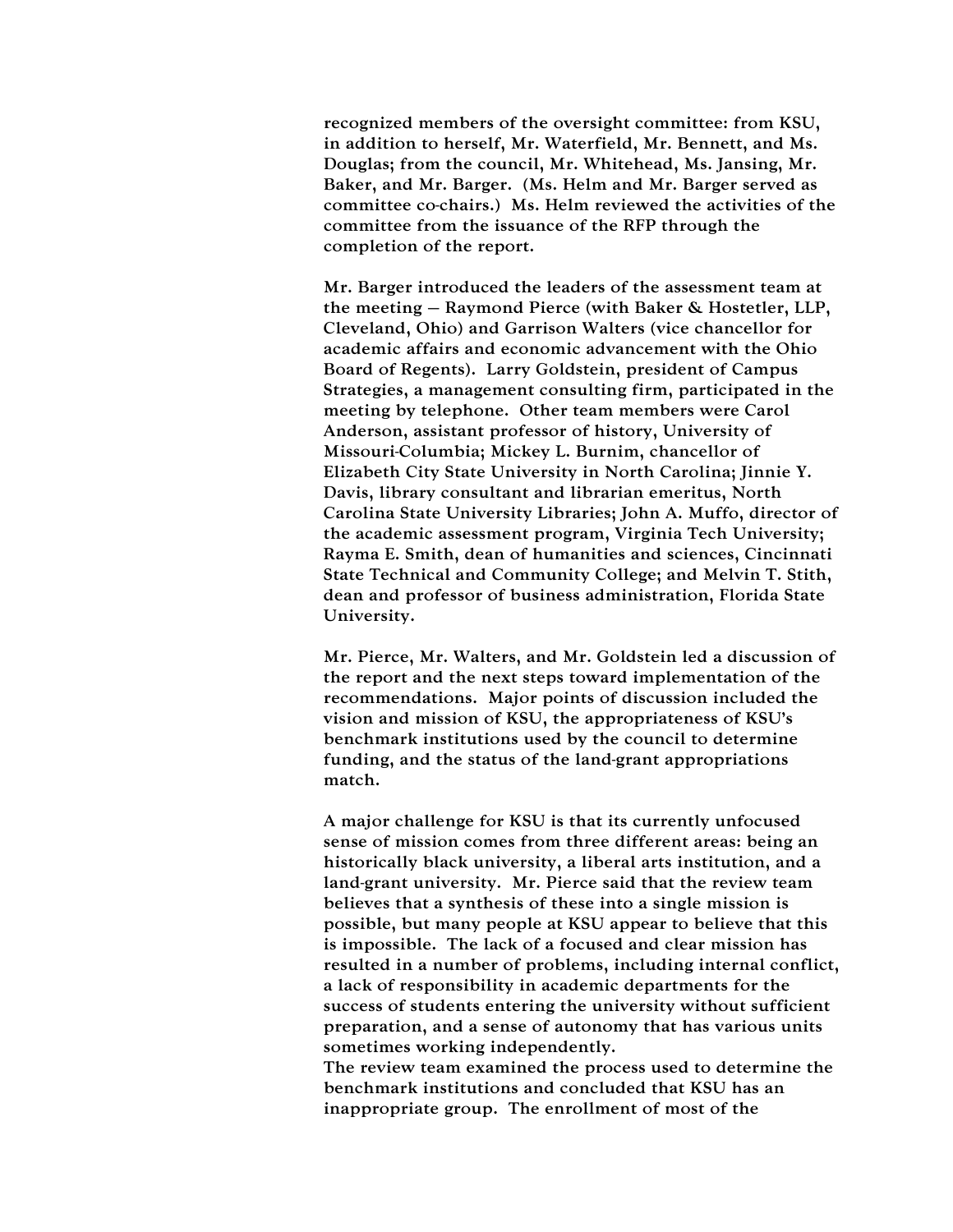recognized members of the oversight committee: from KSU, in addition to herself, Mr. Waterfield, Mr. Bennett, and Ms. Douglas; from the council, Mr. Whitehead, Ms. Jansing, Mr. Baker, and Mr. Barger. (Ms. Helm and Mr. Barger served as committee co-chairs.) Ms. Helm reviewed the activities of the committee from the issuance of the RFP through the completion of the report.

Mr. Barger introduced the leaders of the assessment team at the meeting – Raymond Pierce (with Baker & Hostetler, LLP, Cleveland, Ohio) and Garrison Walters (vice chancellor for academic affairs and economic advancement with the Ohio Board of Regents). Larry Goldstein, president of Campus Strategies, a management consulting firm, participated in the meeting by telephone. Other team members were Carol Anderson, assistant professor of history, University of Missouri-Columbia; Mickey L. Burnim, chancellor of Elizabeth City State University in North Carolina; Jinnie Y. Davis, library consultant and librarian emeritus, North Carolina State University Libraries; John A. Muffo, director of the academic assessment program, Virginia Tech University; Rayma E. Smith, dean of humanities and sciences, Cincinnati State Technical and Community College; and Melvin T. Stith, dean and professor of business administration, Florida State University.

Mr. Pierce, Mr. Walters, and Mr. Goldstein led a discussion of the report and the next steps toward implementation of the recommendations. Major points of discussion included the vision and mission of KSU, the appropriateness of KSU's benchmark institutions used by the council to determine funding, and the status of the land-grant appropriations match.

A major challenge for KSU is that its currently unfocused sense of mission comes from three different areas: being an historically black university, a liberal arts institution, and a land-grant university. Mr. Pierce said that the review team believes that a synthesis of these into a single mission is possible, but many people at KSU appear to believe that this is impossible. The lack of a focused and clear mission has resulted in a number of problems, including internal conflict, a lack of responsibility in academic departments for the success of students entering the university without sufficient preparation, and a sense of autonomy that has various units sometimes working independently.

The review team examined the process used to determine the benchmark institutions and concluded that KSU has an inappropriate group. The enrollment of most of the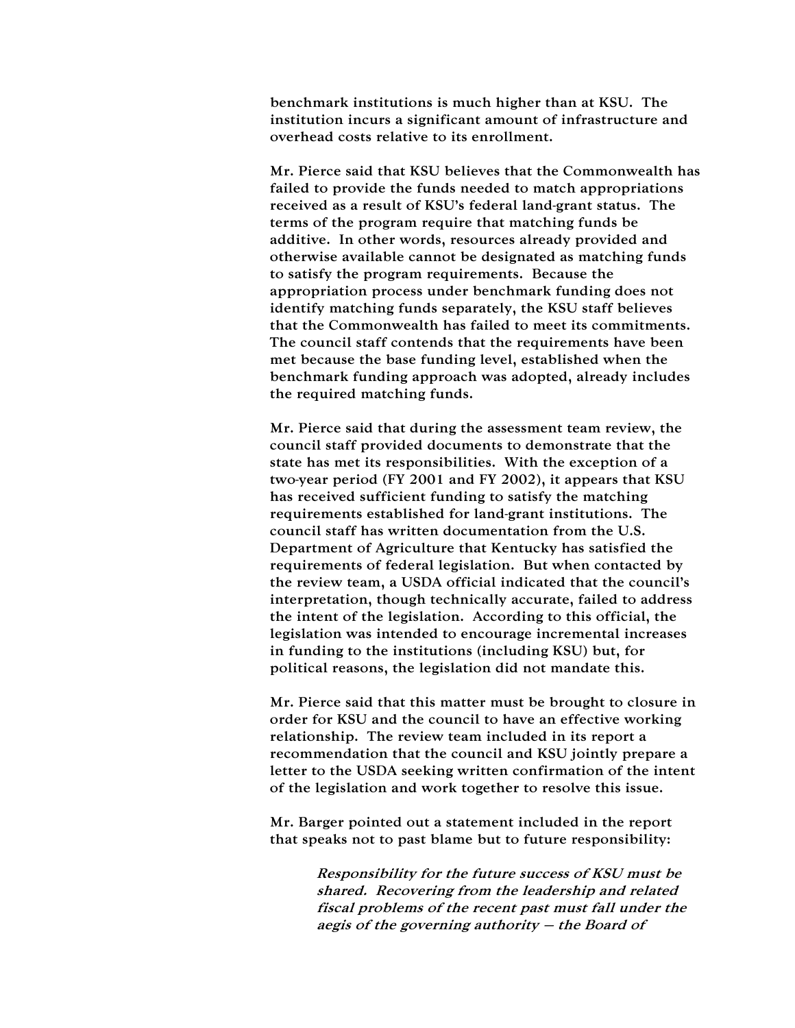benchmark institutions is much higher than at KSU. The institution incurs a significant amount of infrastructure and overhead costs relative to its enrollment.

Mr. Pierce said that KSU believes that the Commonwealth has failed to provide the funds needed to match appropriations received as a result of KSU's federal land-grant status. The terms of the program require that matching funds be additive. In other words, resources already provided and otherwise available cannot be designated as matching funds to satisfy the program requirements. Because the appropriation process under benchmark funding does not identify matching funds separately, the KSU staff believes that the Commonwealth has failed to meet its commitments. The council staff contends that the requirements have been met because the base funding level, established when the benchmark funding approach was adopted, already includes the required matching funds.

Mr. Pierce said that during the assessment team review, the council staff provided documents to demonstrate that the state has met its responsibilities. With the exception of a two-year period (FY 2001 and FY 2002), it appears that KSU has received sufficient funding to satisfy the matching requirements established for land-grant institutions. The council staff has written documentation from the U.S. Department of Agriculture that Kentucky has satisfied the requirements of federal legislation. But when contacted by the review team, a USDA official indicated that the council's interpretation, though technically accurate, failed to address the intent of the legislation. According to this official, the legislation was intended to encourage incremental increases in funding to the institutions (including KSU) but, for political reasons, the legislation did not mandate this.

Mr. Pierce said that this matter must be brought to closure in order for KSU and the council to have an effective working relationship. The review team included in its report a recommendation that the council and KSU jointly prepare a letter to the USDA seeking written confirmation of the intent of the legislation and work together to resolve this issue.

Mr. Barger pointed out a statement included in the report that speaks not to past blame but to future responsibility:

> *Responsibility for the future success of KSU must be shared. Recovering from the leadership and related fiscal problems of the recent past must fall under the aegis of the governing authority – the Board of*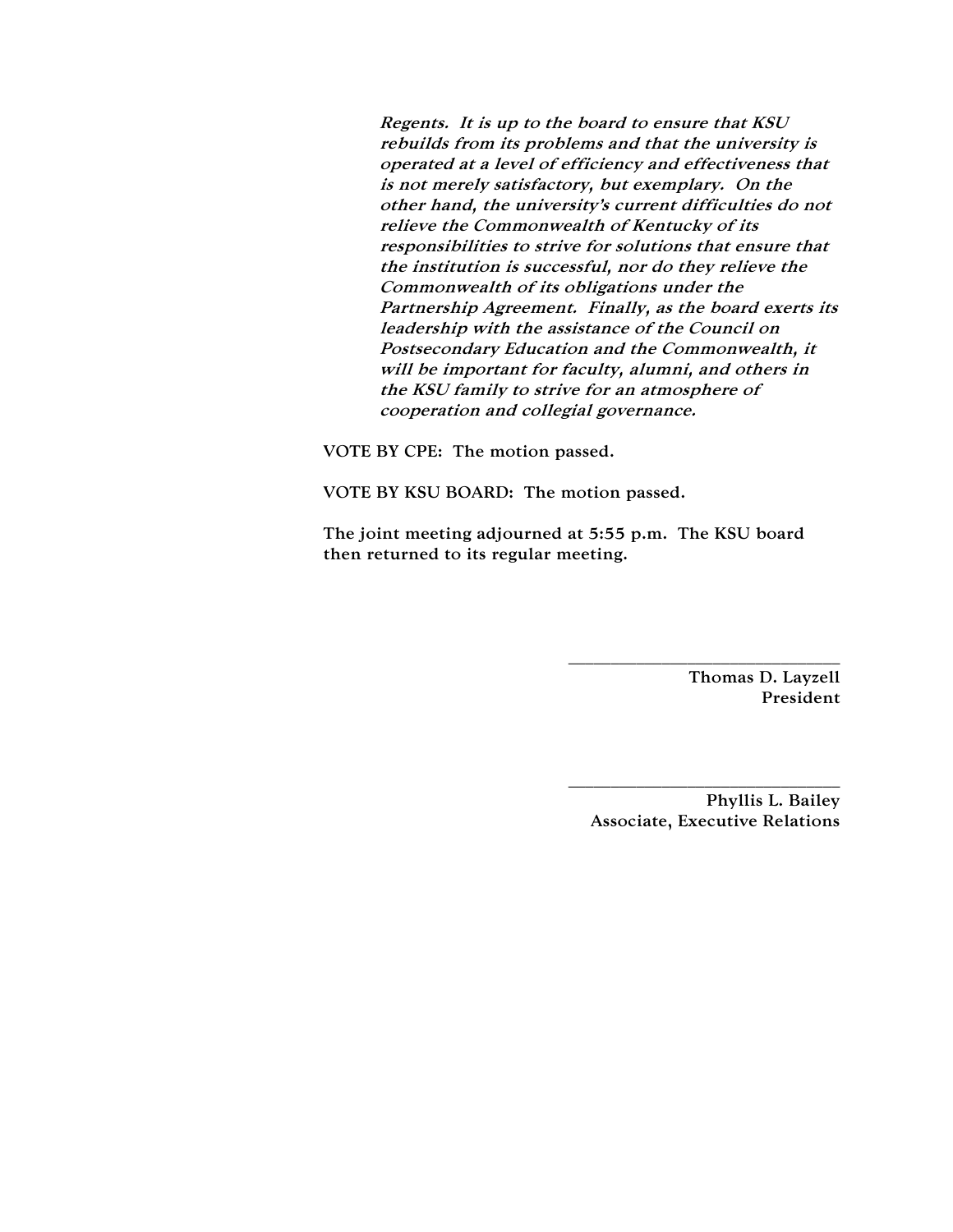***Regents. It is up to the board to ensure that KSU rebuilds from its problems and that the university is operated at a level of efficiency and effectiveness that is not merely satisfactory, but exemplary. On the other hand, the university's current difficulties do not relieve the Commonwealth of Kentucky of its responsibilities to strive for solutions that ensure that the institution is successful, nor do they relieve the Commonwealth of its obligations under the Partnership Agreement. Finally, as the board exerts its leadership with the assistance of the Council on Postsecondary Education and the Commonwealth, it will be important for faculty, alumni, and others in the KSU family to strive for an atmosphere of cooperation and collegial governance.***

VOTE BY CPE: The motion passed.

VOTE BY KSU BOARD: The motion passed.

The joint meeting adjourned at 5:55 p.m. The KSU board then returned to its regular meeting.

\_\_\_\_\_\_\_\_\_\_\_\_\_\_\_\_\_\_\_\_\_\_\_\_\_\_\_\_\_\_

Thomas D. Layzell
President

\_\_\_\_\_\_\_\_\_\_\_\_\_\_\_\_\_\_\_\_\_\_\_\_\_\_\_\_\_\_

Phyllis L. Bailey
Associate, Executive Relations